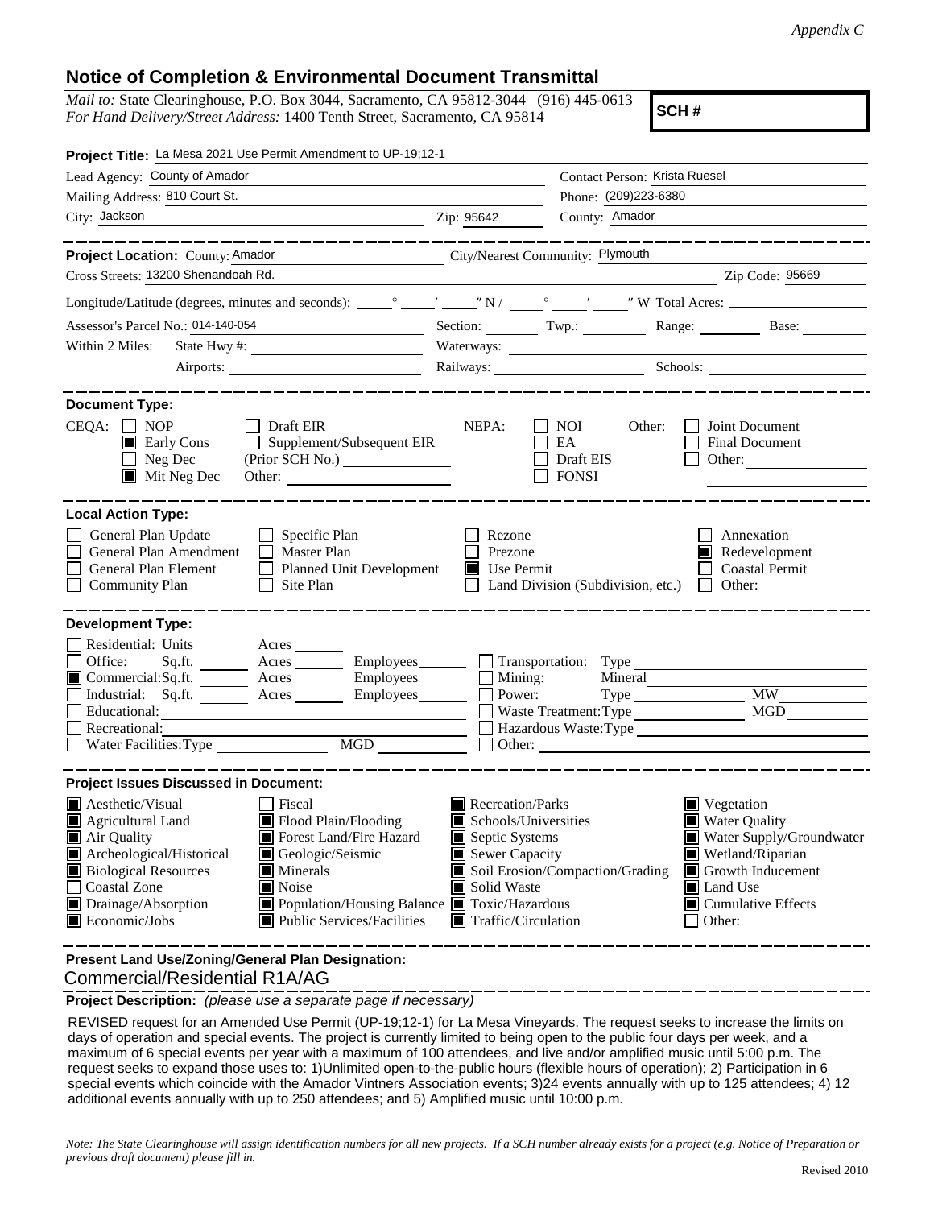*Appendix C*

## Notice of Completion & Environmental Document Transmittal

*Mail to:* State Clearinghouse, P.O. Box 3044, Sacramento, CA 95812-3044 (916) 445-0613
*For Hand Delivery/Street Address:* 1400 Tenth Street, Sacramento, CA 95814

**SCH #**

**Project Title:** La Mesa 2021 Use Permit Amendment to UP-19;12-1

Lead Agency: County of Amador — Contact Person: Krista Ruesel
Mailing Address: 810 Court St. — Phone: (209)223-6380
City: Jackson — Zip: 95642 — County: Amador

---

**Project Location:** County: Amador — City/Nearest Community: Plymouth
Cross Streets: 13200 Shenandoah Rd. — Zip Code: 95669

Longitude/Latitude (degrees, minutes and seconds): ____° ____′ ____″ N / ____° ____′ ____″ W Total Acres: ________

Assessor's Parcel No.: 014-140-054 — Section: ____ Twp.: ____ Range: ____ Base: ____

Within 2 Miles: State Hwy #: ________ Waterways: ________
Airports: ________ Railways: ________ Schools: ________

---

**Document Type:**

CEQA: ☐ NOP ☐ Draft EIR ■ Early Cons ☐ Supplement/Subsequent EIR ☐ Neg Dec (Prior SCH No.) ________ ■ Mit Neg Dec Other: ________

NEPA: ☐ NOI ☐ EA ☐ Draft EIS ☐ FONSI

Other: ☐ Joint Document ☐ Final Document ☐ Other: ________

---

**Local Action Type:**

☐ General Plan Update ☐ Specific Plan ☐ Rezone ☐ Annexation
☐ General Plan Amendment ☐ Master Plan ☐ Prezone ■ Redevelopment
☐ General Plan Element ☐ Planned Unit Development ■ Use Permit ☐ Coastal Permit
☐ Community Plan ☐ Site Plan ☐ Land Division (Subdivision, etc.) ☐ Other: ________

---

**Development Type:**

☐ Residential: Units ____ Acres ____
☐ Office: Sq.ft. ____ Acres ____ Employees ____
■ Commercial: Sq.ft. ____ Acres ____ Employees ____
☐ Industrial: Sq.ft. ____ Acres ____ Employees ____
☐ Educational: ________
☐ Recreational: ________
☐ Water Facilities: Type ____ MGD ____
☐ Transportation: Type ________
☐ Mining: Mineral ________
☐ Power: Type ____ MW ____
☐ Waste Treatment: Type ____ MGD ____
☐ Hazardous Waste: Type ________
☐ Other: ________

---

**Project Issues Discussed in Document:**

■ Aesthetic/Visual ☐ Fiscal ■ Recreation/Parks ■ Vegetation
■ Agricultural Land ■ Flood Plain/Flooding ■ Schools/Universities ■ Water Quality
■ Air Quality ■ Forest Land/Fire Hazard ■ Septic Systems ■ Water Supply/Groundwater
■ Archeological/Historical ■ Geologic/Seismic ■ Sewer Capacity ■ Wetland/Riparian
■ Biological Resources ■ Minerals ■ Soil Erosion/Compaction/Grading ■ Growth Inducement
☐ Coastal Zone ■ Noise ■ Solid Waste ■ Land Use
■ Drainage/Absorption ■ Population/Housing Balance ■ Toxic/Hazardous ■ Cumulative Effects
■ Economic/Jobs ■ Public Services/Facilities ■ Traffic/Circulation ☐ Other: ________

---

**Present Land Use/Zoning/General Plan Designation:**
Commercial/Residential R1A/AG

**Project Description:** *(please use a separate page if necessary)*

REVISED request for an Amended Use Permit (UP-19;12-1) for La Mesa Vineyards. The request seeks to increase the limits on days of operation and special events. The project is currently limited to being open to the public four days per week, and a maximum of 6 special events per year with a maximum of 100 attendees, and live and/or amplified music until 5:00 p.m. The request seeks to expand those uses to: 1)Unlimited open-to-the-public hours (flexible hours of operation); 2) Participation in 6 special events which coincide with the Amador Vintners Association events; 3)24 events annually with up to 125 attendees; 4) 12 additional events annually with up to 250 attendees; and 5) Amplified music until 10:00 p.m.

*Note: The State Clearinghouse will assign identification numbers for all new projects. If a SCH number already exists for a project (e.g. Notice of Preparation or previous draft document) please fill in.*

Revised 2010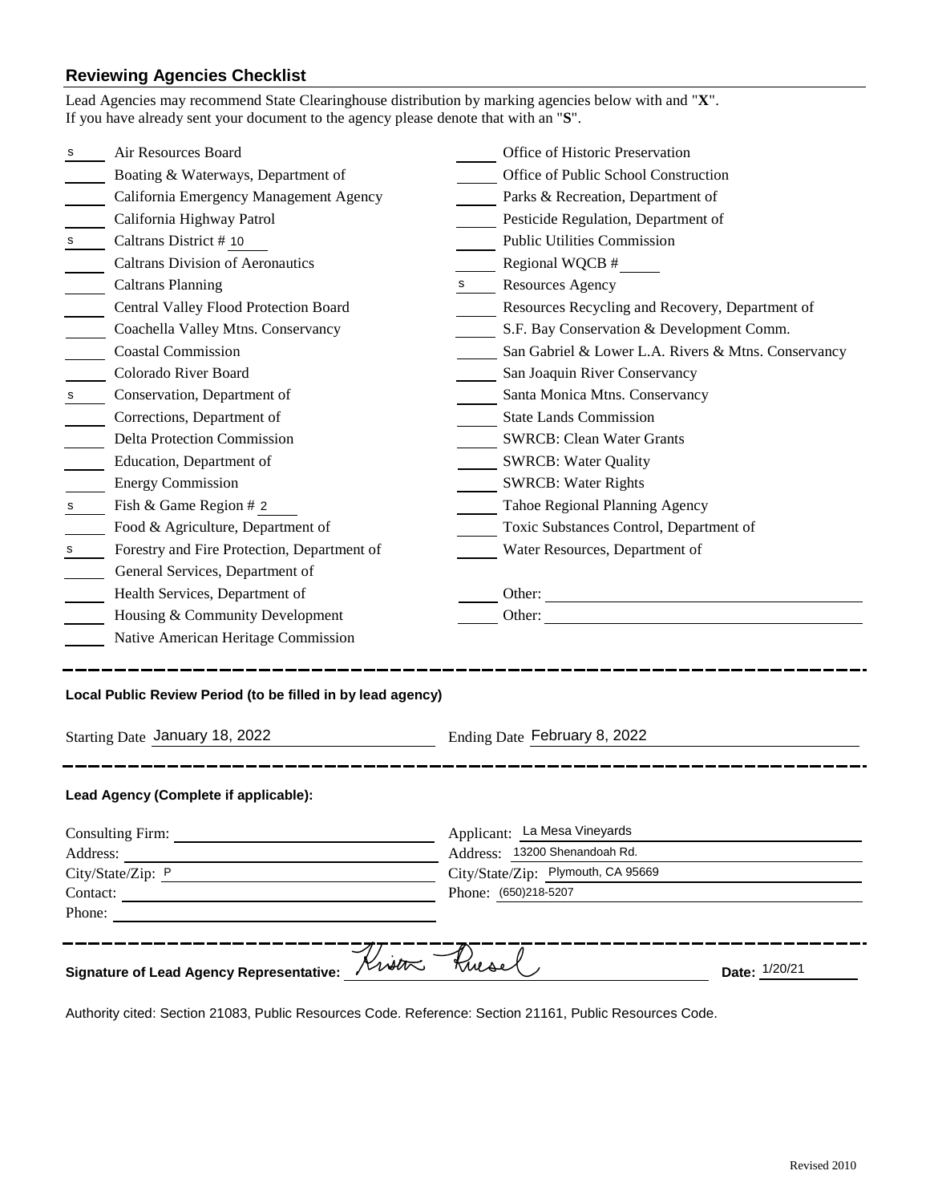## Reviewing Agencies Checklist

Lead Agencies may recommend State Clearinghouse distribution by marking agencies below with and "**X**".
If you have already sent your document to the agency please denote that with an "**S**".

| | | | |
|---|---|---|---|
| s | Air Resources Board | | Office of Historic Preservation |
| | Boating & Waterways, Department of | | Office of Public School Construction |
| | California Emergency Management Agency | | Parks & Recreation, Department of |
| | California Highway Patrol | | Pesticide Regulation, Department of |
| s | Caltrans District # 10 | | Public Utilities Commission |
| | Caltrans Division of Aeronautics | | Regional WQCB # |
| | Caltrans Planning | s | Resources Agency |
| | Central Valley Flood Protection Board | | Resources Recycling and Recovery, Department of |
| | Coachella Valley Mtns. Conservancy | | S.F. Bay Conservation & Development Comm. |
| | Coastal Commission | | San Gabriel & Lower L.A. Rivers & Mtns. Conservancy |
| | Colorado River Board | | San Joaquin River Conservancy |
| s | Conservation, Department of | | Santa Monica Mtns. Conservancy |
| | Corrections, Department of | | State Lands Commission |
| | Delta Protection Commission | | SWRCB: Clean Water Grants |
| | Education, Department of | | SWRCB: Water Quality |
| | Energy Commission | | SWRCB: Water Rights |
| s | Fish & Game Region # 2 | | Tahoe Regional Planning Agency |
| | Food & Agriculture, Department of | | Toxic Substances Control, Department of |
| s | Forestry and Fire Protection, Department of | | Water Resources, Department of |
| | General Services, Department of | | |
| | Health Services, Department of | | Other: |
| | Housing & Community Development | | Other: |
| | Native American Heritage Commission | | |

---

**Local Public Review Period (to be filled in by lead agency)**

Starting Date January 18, 2022    Ending Date February 8, 2022

---

**Lead Agency (Complete if applicable):**

Consulting Firm:
Address:
City/State/Zip: P
Contact:
Phone:

Applicant: La Mesa Vineyards
Address: 13200 Shenandoah Rd.
City/State/Zip: Plymouth, CA 95669
Phone: (650)218-5207

---

**Signature of Lead Agency Representative:** Kristen Russel    **Date:** 1/20/21

Authority cited: Section 21083, Public Resources Code. Reference: Section 21161, Public Resources Code.

Revised 2010